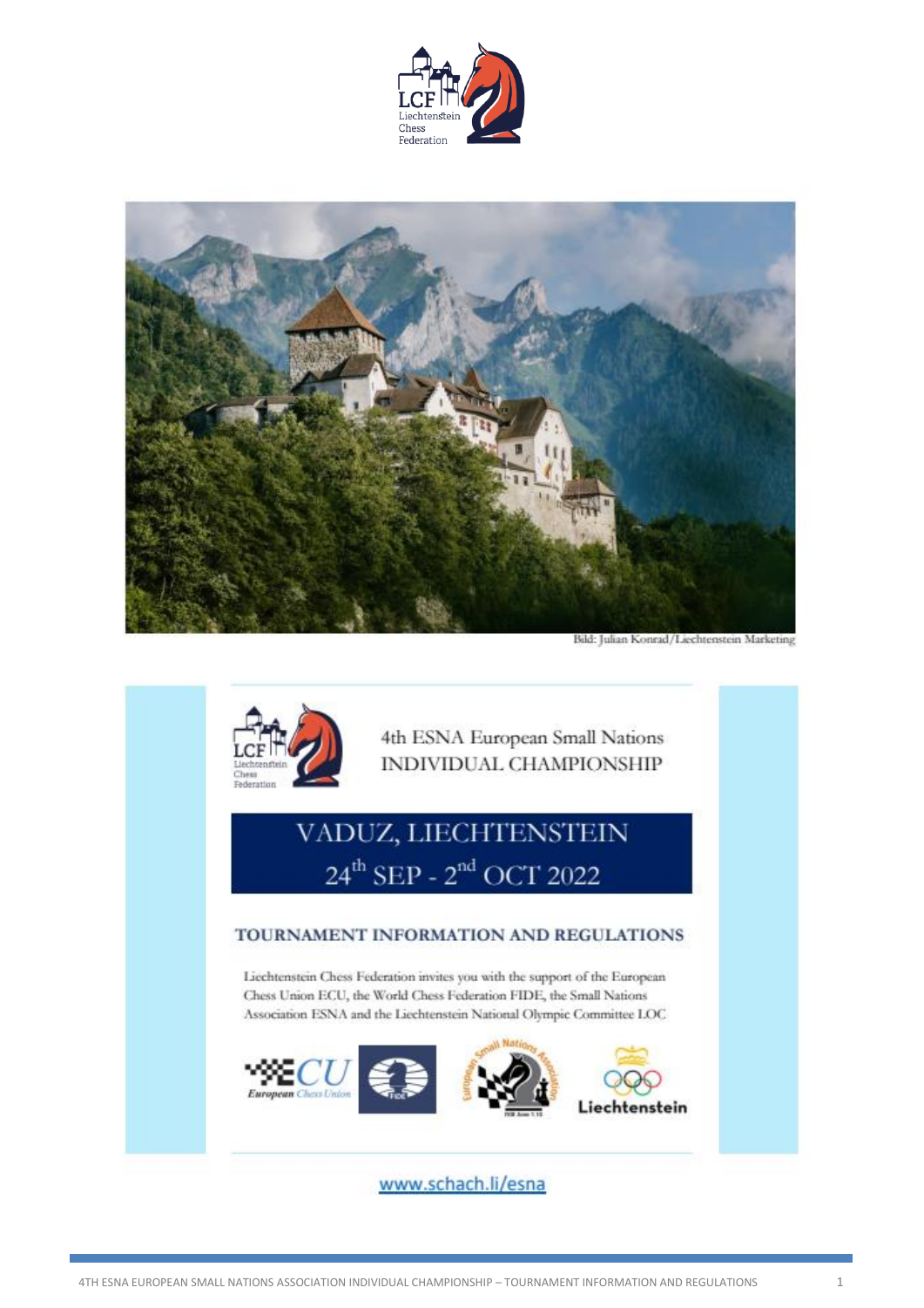LCF Liechtenstein Chess Federation

Bild: Julian Konrad/Liechtenstein Marketing

LCF Liechtenstein Chess Federation

4th ESNA European Small Nations INDIVIDUAL CHAMPIONSHIP

# VADUZ, LIECHTENSTEIN
## 24th SEP - 2nd OCT 2022

### TOURNAMENT INFORMATION AND REGULATIONS

Liechtenstein Chess Federation invites you with the support of the European Chess Union ECU, the World Chess Federation FIDE, the Small Nations Association ESNA and the Liechtenstein National Olympic Committee LOC

European Chess Union | FIDE | European Small Nations Association | Liechtenstein

[www.schach.li/esna](http://www.schach.li/esna)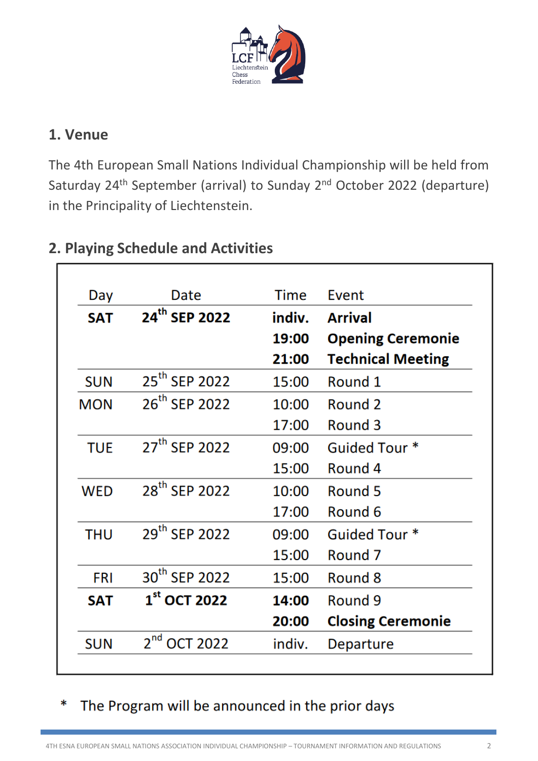## 1. Venue

The 4th European Small Nations Individual Championship will be held from Saturday 24th September (arrival) to Sunday 2nd October 2022 (departure) in the Principality of Liechtenstein.

## 2. Playing Schedule and Activities

| Day | Date | Time | Event |
|---|---|---|---|
| **SAT** | **24th SEP 2022** | **indiv.** | **Arrival** |
| | | **19:00** | **Opening Ceremonie** |
| | | **21:00** | **Technical Meeting** |
| SUN | 25th SEP 2022 | 15:00 | Round 1 |
| MON | 26th SEP 2022 | 10:00 | Round 2 |
| | | 17:00 | Round 3 |
| TUE | 27th SEP 2022 | 09:00 | Guided Tour * |
| | | 15:00 | Round 4 |
| WED | 28th SEP 2022 | 10:00 | Round 5 |
| | | 17:00 | Round 6 |
| THU | 29th SEP 2022 | 09:00 | Guided Tour * |
| | | 15:00 | Round 7 |
| FRI | 30th SEP 2022 | 15:00 | Round 8 |
| **SAT** | **1st OCT 2022** | **14:00** | Round 9 |
| | | **20:00** | **Closing Ceremonie** |
| SUN | 2nd OCT 2022 | indiv. | Departure |

\* The Program will be announced in the prior days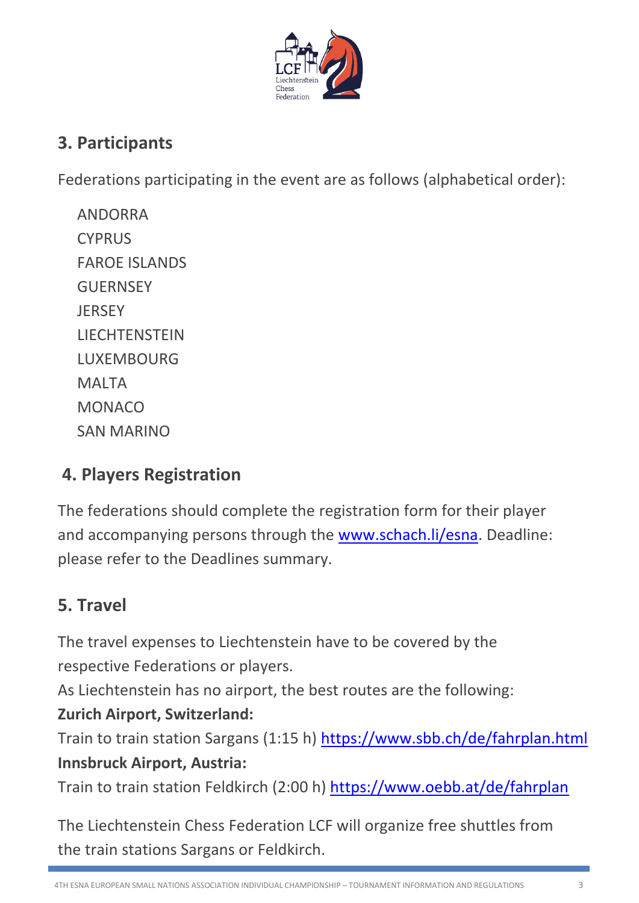## 3. Participants

Federations participating in the event are as follows (alphabetical order):

ANDORRA
CYPRUS
FAROE ISLANDS
GUERNSEY
JERSEY
LIECHTENSTEIN
LUXEMBOURG
MALTA
MONACO
SAN MARINO

## 4. Players Registration

The federations should complete the registration form for their player and accompanying persons through the [www.schach.li/esna](www.schach.li/esna). Deadline: please refer to the Deadlines summary.

## 5. Travel

The travel expenses to Liechtenstein have to be covered by the respective Federations or players.
As Liechtenstein has no airport, the best routes are the following:

**Zurich Airport, Switzerland:**
Train to train station Sargans (1:15 h) [https://www.sbb.ch/de/fahrplan.html](https://www.sbb.ch/de/fahrplan.html)

**Innsbruck Airport, Austria:**
Train to train station Feldkirch (2:00 h) [https://www.oebb.at/de/fahrplan](https://www.oebb.at/de/fahrplan)

The Liechtenstein Chess Federation LCF will organize free shuttles from the train stations Sargans or Feldkirch.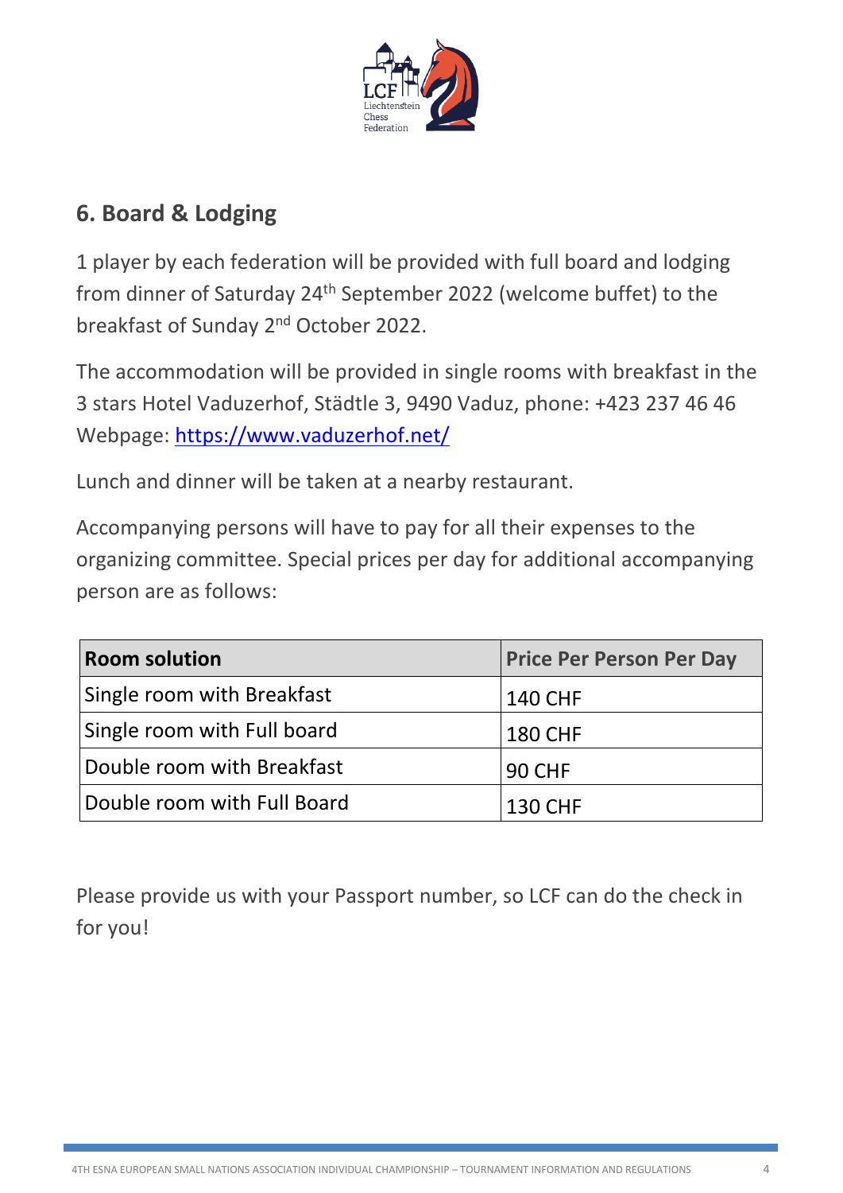## 6. Board & Lodging

1 player by each federation will be provided with full board and lodging from dinner of Saturday 24th September 2022 (welcome buffet) to the breakfast of Sunday 2nd October 2022.

The accommodation will be provided in single rooms with breakfast in the 3 stars Hotel Vaduzerhof, Städtle 3, 9490 Vaduz, phone: +423 237 46 46 Webpage: https://www.vaduzerhof.net/

Lunch and dinner will be taken at a nearby restaurant.

Accompanying persons will have to pay for all their expenses to the organizing committee. Special prices per day for additional accompanying person are as follows:

| Room solution | Price Per Person Per Day |
|---|---|
| Single room with Breakfast | 140 CHF |
| Single room with Full board | 180 CHF |
| Double room with Breakfast | 90 CHF |
| Double room with Full Board | 130 CHF |

Please provide us with your Passport number, so LCF can do the check in for you!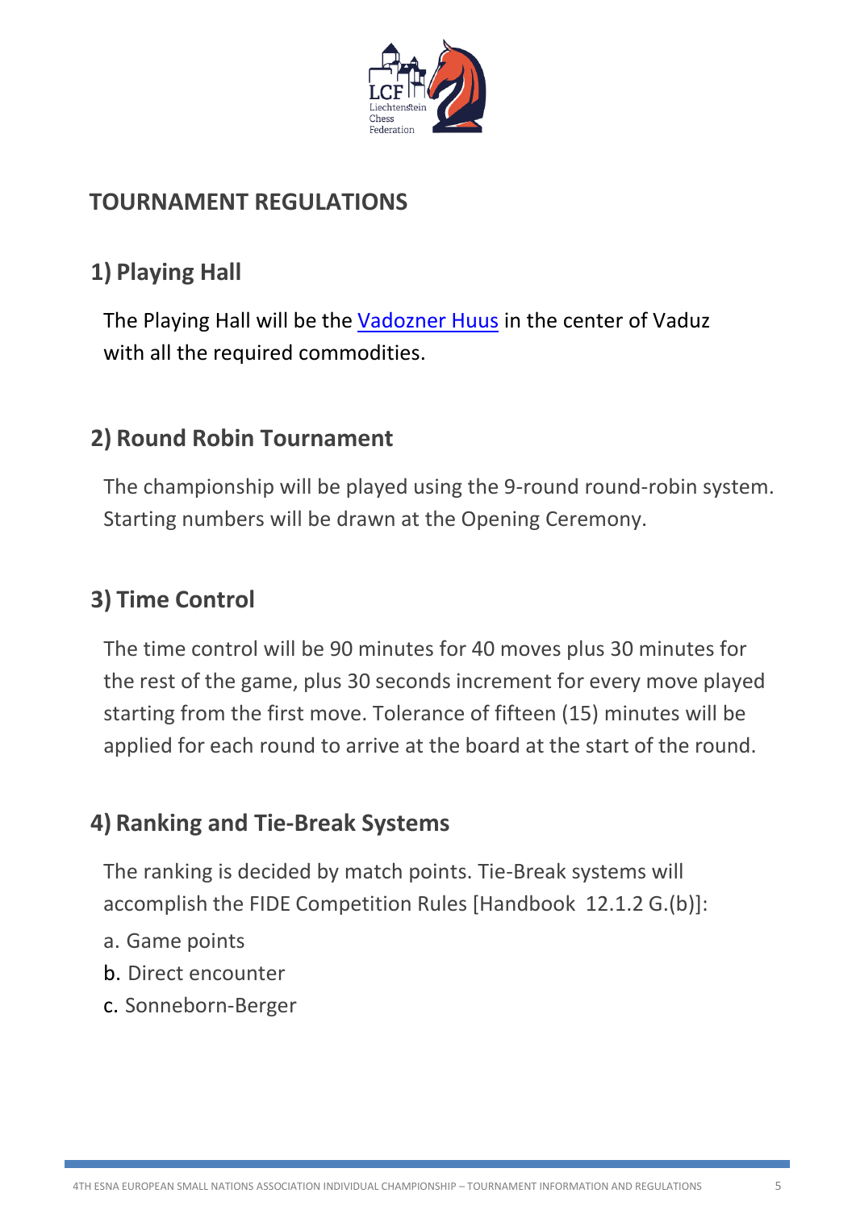## TOURNAMENT REGULATIONS

### 1) Playing Hall

The Playing Hall will be the [Vadozner Huus]() in the center of Vaduz with all the required commodities.

### 2) Round Robin Tournament

The championship will be played using the 9-round round-robin system. Starting numbers will be drawn at the Opening Ceremony.

### 3) Time Control

The time control will be 90 minutes for 40 moves plus 30 minutes for the rest of the game, plus 30 seconds increment for every move played starting from the first move. Tolerance of fifteen (15) minutes will be applied for each round to arrive at the board at the start of the round.

### 4) Ranking and Tie-Break Systems

The ranking is decided by match points. Tie-Break systems will accomplish the FIDE Competition Rules [Handbook 12.1.2 G.(b)]:

a. Game points
b. Direct encounter
c. Sonneborn-Berger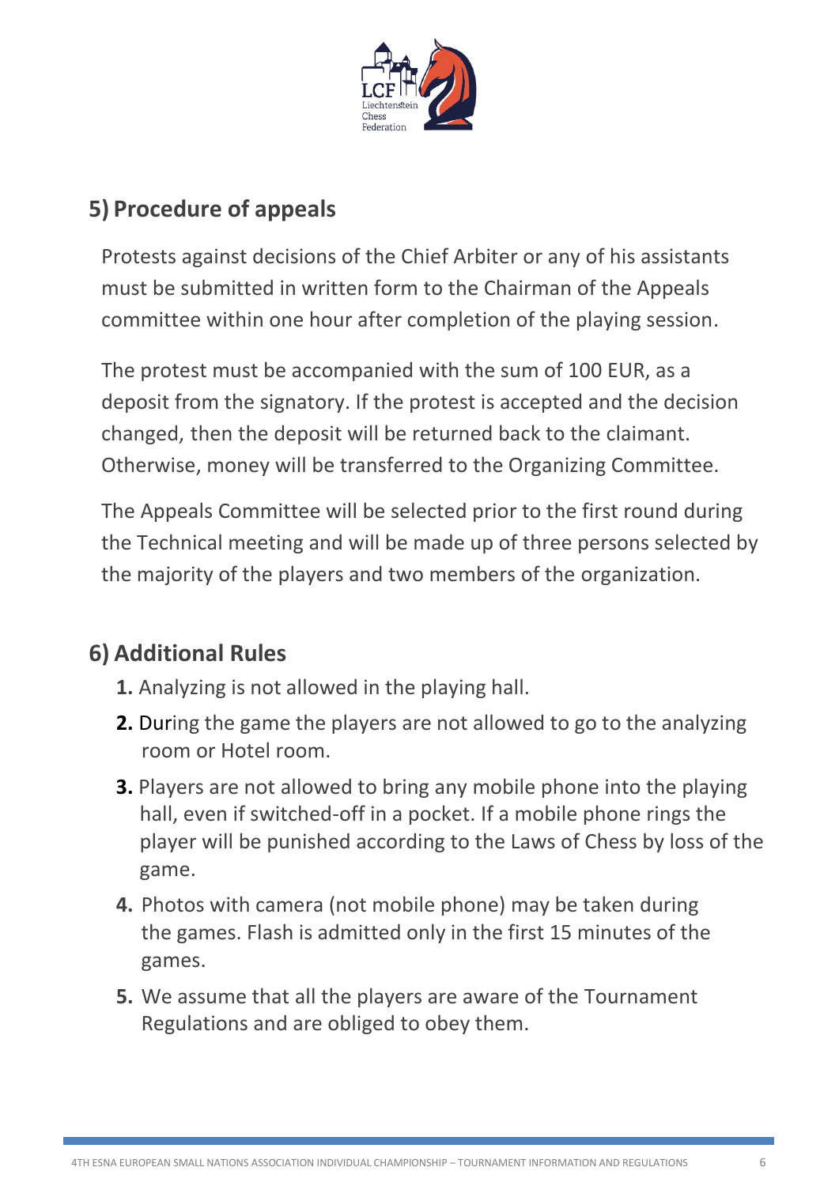## 5) Procedure of appeals

Protests against decisions of the Chief Arbiter or any of his assistants must be submitted in written form to the Chairman of the Appeals committee within one hour after completion of the playing session.

The protest must be accompanied with the sum of 100 EUR, as a deposit from the signatory. If the protest is accepted and the decision changed, then the deposit will be returned back to the claimant. Otherwise, money will be transferred to the Organizing Committee.

The Appeals Committee will be selected prior to the first round during the Technical meeting and will be made up of three persons selected by the majority of the players and two members of the organization.

## 6) Additional Rules

1. Analyzing is not allowed in the playing hall.
2. During the game the players are not allowed to go to the analyzing room or Hotel room.
3. Players are not allowed to bring any mobile phone into the playing hall, even if switched-off in a pocket. If a mobile phone rings the player will be punished according to the Laws of Chess by loss of the game.
4. Photos with camera (not mobile phone) may be taken during the games. Flash is admitted only in the first 15 minutes of the games.
5. We assume that all the players are aware of the Tournament Regulations and are obliged to obey them.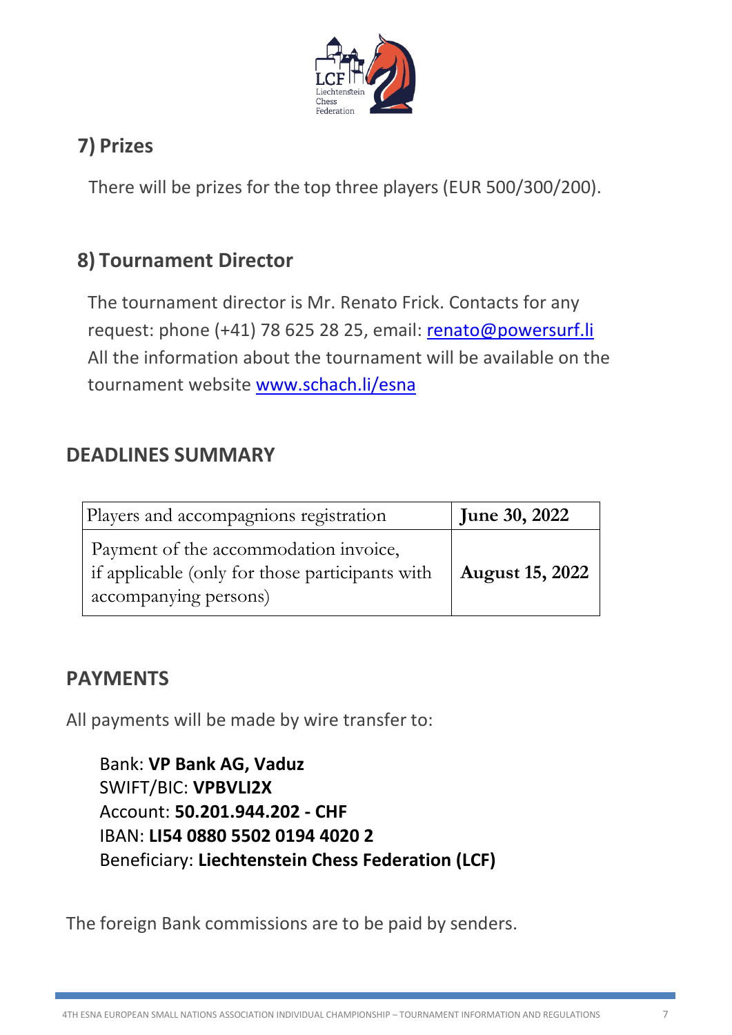## 7) Prizes

There will be prizes for the top three players (EUR 500/300/200).

## 8) Tournament Director

The tournament director is Mr. Renato Frick. Contacts for any request: phone (+41) 78 625 28 25, email: renato@powersurf.li
All the information about the tournament will be available on the tournament website www.schach.li/esna

## DEADLINES SUMMARY

| | |
|---|---|
| Players and accompagnions registration | **June 30, 2022** |
| Payment of the accommodation invoice, if applicable (only for those participants with accompanying persons) | **August 15, 2022** |

## PAYMENTS

All payments will be made by wire transfer to:

Bank: **VP Bank AG, Vaduz**
SWIFT/BIC: **VPBVLI2X**
Account: **50.201.944.202 - CHF**
IBAN: **LI54 0880 5502 0194 4020 2**
Beneficiary: **Liechtenstein Chess Federation (LCF)**

The foreign Bank commissions are to be paid by senders.